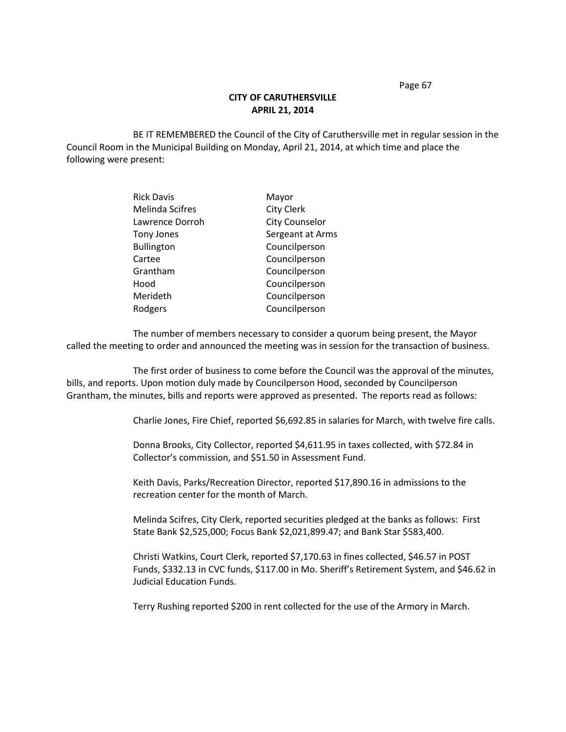## CITY OF CARUTHERSVILLE
## APRIL 21, 2014

BE IT REMEMBERED the Council of the City of Caruthersville met in regular session in the Council Room in the Municipal Building on Monday, April 21, 2014, at which time and place the following were present:

| | |
|---|---|
| Rick Davis | Mayor |
| Melinda Scifres | City Clerk |
| Lawrence Dorroh | City Counselor |
| Tony Jones | Sergeant at Arms |
| Bullington | Councilperson |
| Cartee | Councilperson |
| Grantham | Councilperson |
| Hood | Councilperson |
| Merideth | Councilperson |
| Rodgers | Councilperson |

The number of members necessary to consider a quorum being present, the Mayor called the meeting to order and announced the meeting was in session for the transaction of business.

The first order of business to come before the Council was the approval of the minutes, bills, and reports. Upon motion duly made by Councilperson Hood, seconded by Councilperson Grantham, the minutes, bills and reports were approved as presented. The reports read as follows:

Charlie Jones, Fire Chief, reported $6,692.85 in salaries for March, with twelve fire calls.

Donna Brooks, City Collector, reported $4,611.95 in taxes collected, with $72.84 in Collector's commission, and $51.50 in Assessment Fund.

Keith Davis, Parks/Recreation Director, reported $17,890.16 in admissions to the recreation center for the month of March.

Melinda Scifres, City Clerk, reported securities pledged at the banks as follows: First State Bank $2,525,000; Focus Bank $2,021,899.47; and Bank Star $583,400.

Christi Watkins, Court Clerk, reported $7,170.63 in fines collected, $46.57 in POST Funds, $332.13 in CVC funds, $117.00 in Mo. Sheriff's Retirement System, and $46.62 in Judicial Education Funds.

Terry Rushing reported $200 in rent collected for the use of the Armory in March.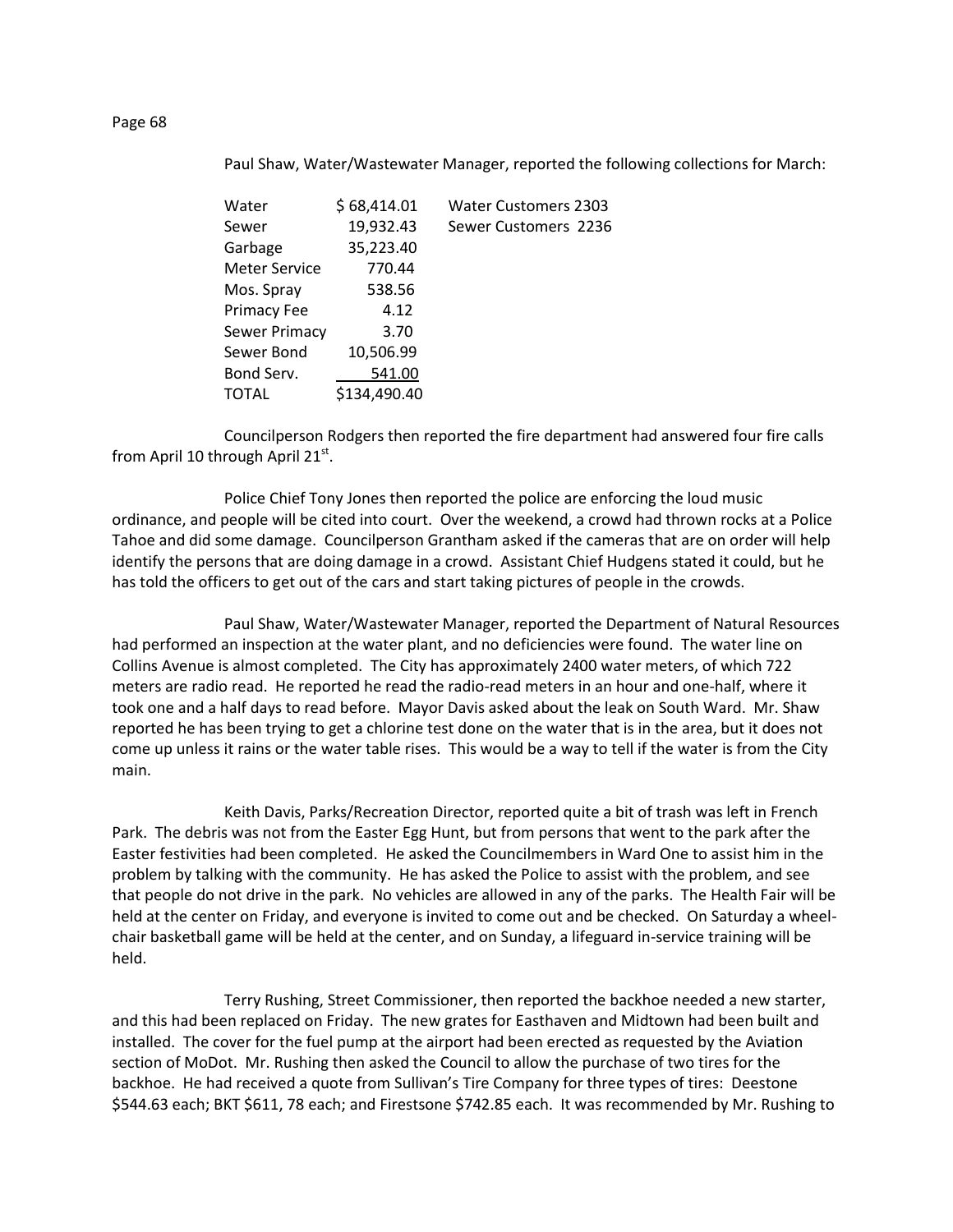Paul Shaw, Water/Wastewater Manager, reported the following collections for March:

| | | |
|---|---|---|
| Water | $ 68,414.01 | Water Customers 2303 |
| Sewer | 19,932.43 | Sewer Customers 2236 |
| Garbage | 35,223.40 | |
| Meter Service | 770.44 | |
| Mos. Spray | 538.56 | |
| Primacy Fee | 4.12 | |
| Sewer Primacy | 3.70 | |
| Sewer Bond | 10,506.99 | |
| Bond Serv. | 541.00 | |
| TOTAL | $134,490.40 | |

Councilperson Rodgers then reported the fire department had answered four fire calls from April 10 through April 21st.

Police Chief Tony Jones then reported the police are enforcing the loud music ordinance, and people will be cited into court. Over the weekend, a crowd had thrown rocks at a Police Tahoe and did some damage. Councilperson Grantham asked if the cameras that are on order will help identify the persons that are doing damage in a crowd. Assistant Chief Hudgens stated it could, but he has told the officers to get out of the cars and start taking pictures of people in the crowds.

Paul Shaw, Water/Wastewater Manager, reported the Department of Natural Resources had performed an inspection at the water plant, and no deficiencies were found. The water line on Collins Avenue is almost completed. The City has approximately 2400 water meters, of which 722 meters are radio read. He reported he read the radio-read meters in an hour and one-half, where it took one and a half days to read before. Mayor Davis asked about the leak on South Ward. Mr. Shaw reported he has been trying to get a chlorine test done on the water that is in the area, but it does not come up unless it rains or the water table rises. This would be a way to tell if the water is from the City main.

Keith Davis, Parks/Recreation Director, reported quite a bit of trash was left in French Park. The debris was not from the Easter Egg Hunt, but from persons that went to the park after the Easter festivities had been completed. He asked the Councilmembers in Ward One to assist him in the problem by talking with the community. He has asked the Police to assist with the problem, and see that people do not drive in the park. No vehicles are allowed in any of the parks. The Health Fair will be held at the center on Friday, and everyone is invited to come out and be checked. On Saturday a wheel-chair basketball game will be held at the center, and on Sunday, a lifeguard in-service training will be held.

Terry Rushing, Street Commissioner, then reported the backhoe needed a new starter, and this had been replaced on Friday. The new grates for Easthaven and Midtown had been built and installed. The cover for the fuel pump at the airport had been erected as requested by the Aviation section of MoDot. Mr. Rushing then asked the Council to allow the purchase of two tires for the backhoe. He had received a quote from Sullivan's Tire Company for three types of tires: Deestone $544.63 each; BKT $611, 78 each; and Firestsone $742.85 each. It was recommended by Mr. Rushing to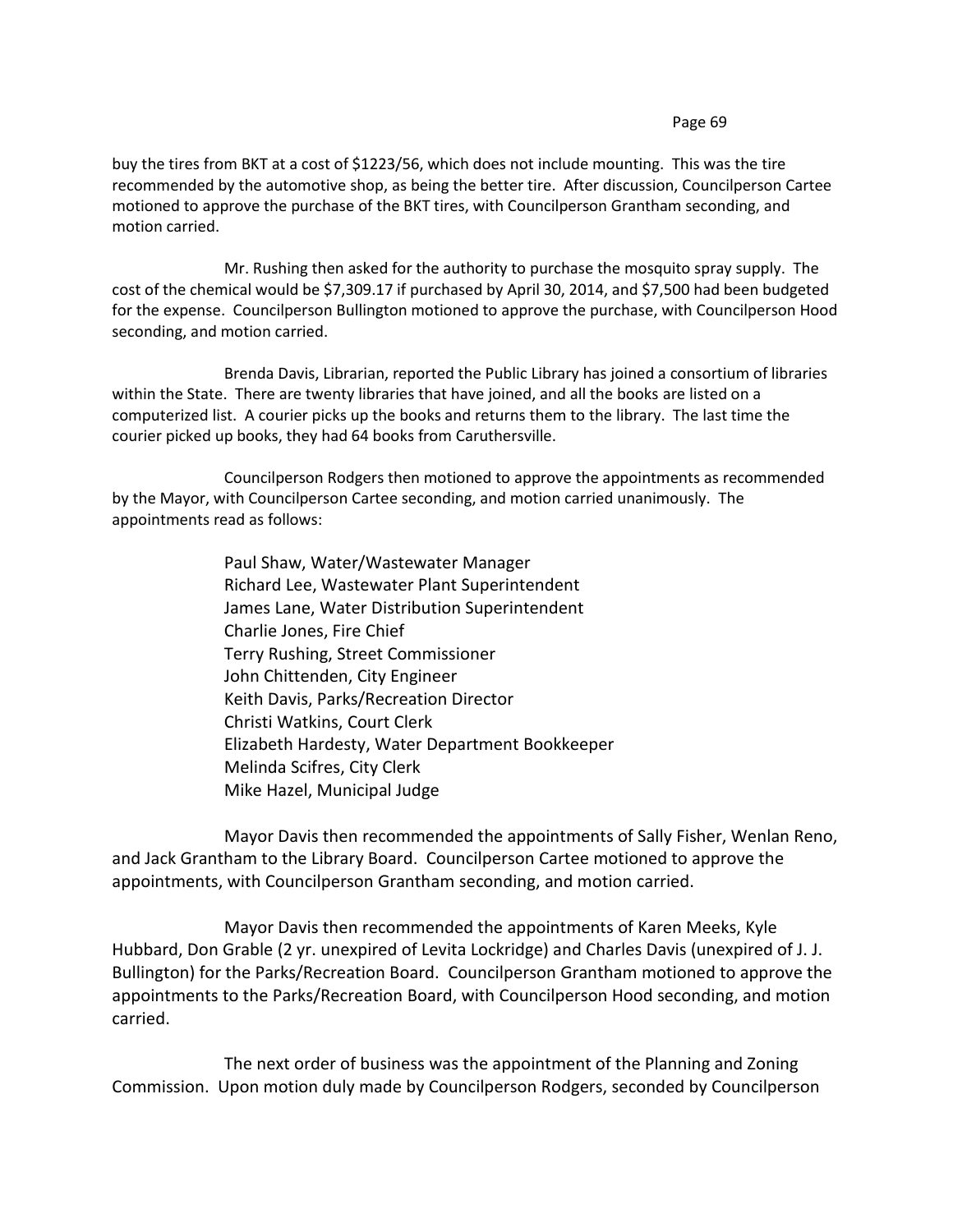buy the tires from BKT at a cost of $1223/56, which does not include mounting. This was the tire recommended by the automotive shop, as being the better tire. After discussion, Councilperson Cartee motioned to approve the purchase of the BKT tires, with Councilperson Grantham seconding, and motion carried.

Mr. Rushing then asked for the authority to purchase the mosquito spray supply. The cost of the chemical would be $7,309.17 if purchased by April 30, 2014, and $7,500 had been budgeted for the expense. Councilperson Bullington motioned to approve the purchase, with Councilperson Hood seconding, and motion carried.

Brenda Davis, Librarian, reported the Public Library has joined a consortium of libraries within the State. There are twenty libraries that have joined, and all the books are listed on a computerized list. A courier picks up the books and returns them to the library. The last time the courier picked up books, they had 64 books from Caruthersville.

Councilperson Rodgers then motioned to approve the appointments as recommended by the Mayor, with Councilperson Cartee seconding, and motion carried unanimously. The appointments read as follows:

Paul Shaw, Water/Wastewater Manager
Richard Lee, Wastewater Plant Superintendent
James Lane, Water Distribution Superintendent
Charlie Jones, Fire Chief
Terry Rushing, Street Commissioner
John Chittenden, City Engineer
Keith Davis, Parks/Recreation Director
Christi Watkins, Court Clerk
Elizabeth Hardesty, Water Department Bookkeeper
Melinda Scifres, City Clerk
Mike Hazel, Municipal Judge

Mayor Davis then recommended the appointments of Sally Fisher, Wenlan Reno, and Jack Grantham to the Library Board. Councilperson Cartee motioned to approve the appointments, with Councilperson Grantham seconding, and motion carried.

Mayor Davis then recommended the appointments of Karen Meeks, Kyle Hubbard, Don Grable (2 yr. unexpired of Levita Lockridge) and Charles Davis (unexpired of J. J. Bullington) for the Parks/Recreation Board. Councilperson Grantham motioned to approve the appointments to the Parks/Recreation Board, with Councilperson Hood seconding, and motion carried.

The next order of business was the appointment of the Planning and Zoning Commission. Upon motion duly made by Councilperson Rodgers, seconded by Councilperson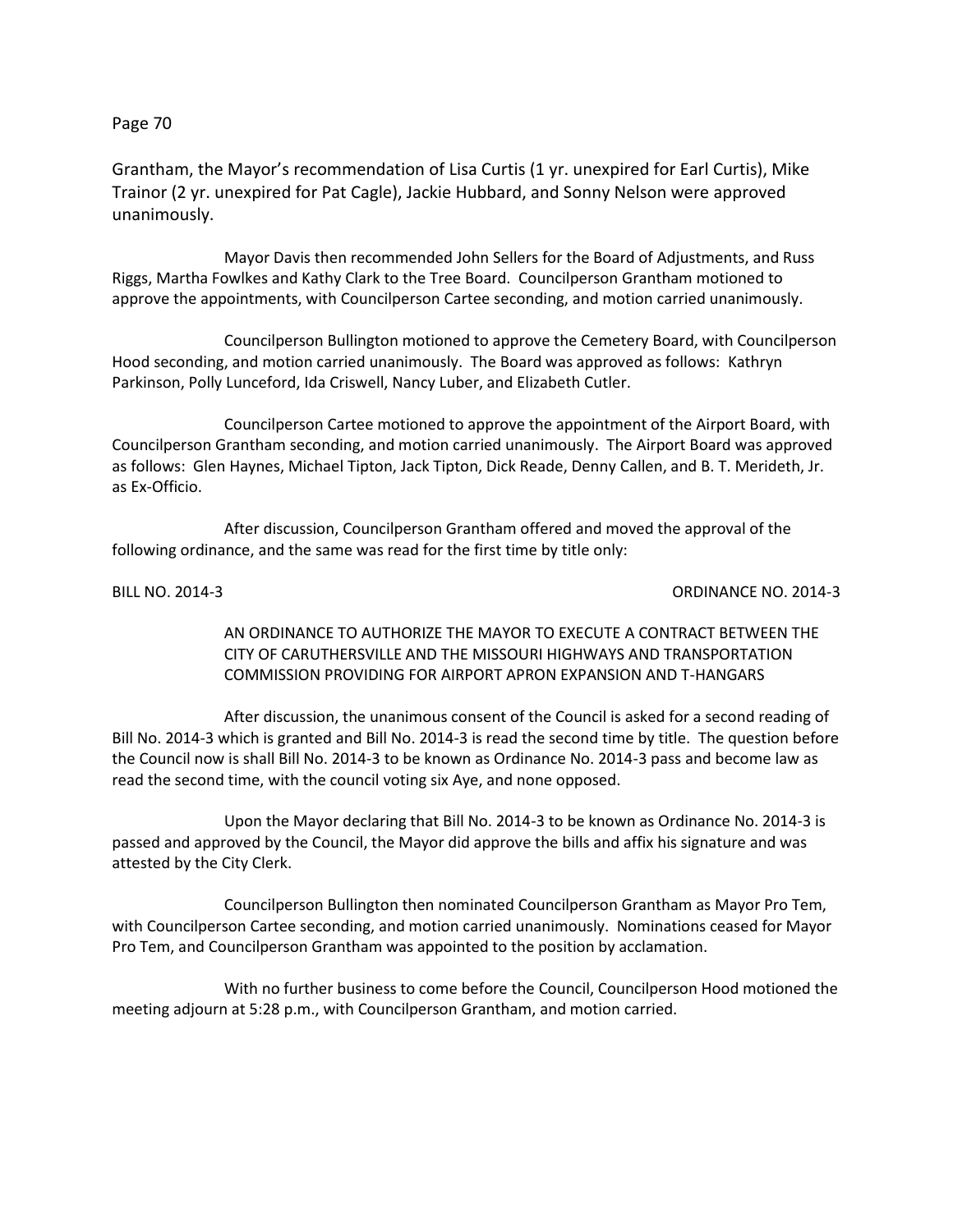Grantham, the Mayor's recommendation of Lisa Curtis (1 yr. unexpired for Earl Curtis), Mike Trainor (2 yr. unexpired for Pat Cagle), Jackie Hubbard, and Sonny Nelson were approved unanimously.

Mayor Davis then recommended John Sellers for the Board of Adjustments, and Russ Riggs, Martha Fowlkes and Kathy Clark to the Tree Board. Councilperson Grantham motioned to approve the appointments, with Councilperson Cartee seconding, and motion carried unanimously.

Councilperson Bullington motioned to approve the Cemetery Board, with Councilperson Hood seconding, and motion carried unanimously. The Board was approved as follows: Kathryn Parkinson, Polly Lunceford, Ida Criswell, Nancy Luber, and Elizabeth Cutler.

Councilperson Cartee motioned to approve the appointment of the Airport Board, with Councilperson Grantham seconding, and motion carried unanimously. The Airport Board was approved as follows: Glen Haynes, Michael Tipton, Jack Tipton, Dick Reade, Denny Callen, and B. T. Merideth, Jr. as Ex-Officio.

After discussion, Councilperson Grantham offered and moved the approval of the following ordinance, and the same was read for the first time by title only:

BILL NO. 2014-3 ORDINANCE NO. 2014-3

AN ORDINANCE TO AUTHORIZE THE MAYOR TO EXECUTE A CONTRACT BETWEEN THE CITY OF CARUTHERSVILLE AND THE MISSOURI HIGHWAYS AND TRANSPORTATION COMMISSION PROVIDING FOR AIRPORT APRON EXPANSION AND T-HANGARS

After discussion, the unanimous consent of the Council is asked for a second reading of Bill No. 2014-3 which is granted and Bill No. 2014-3 is read the second time by title. The question before the Council now is shall Bill No. 2014-3 to be known as Ordinance No. 2014-3 pass and become law as read the second time, with the council voting six Aye, and none opposed.

Upon the Mayor declaring that Bill No. 2014-3 to be known as Ordinance No. 2014-3 is passed and approved by the Council, the Mayor did approve the bills and affix his signature and was attested by the City Clerk.

Councilperson Bullington then nominated Councilperson Grantham as Mayor Pro Tem, with Councilperson Cartee seconding, and motion carried unanimously. Nominations ceased for Mayor Pro Tem, and Councilperson Grantham was appointed to the position by acclamation.

With no further business to come before the Council, Councilperson Hood motioned the meeting adjourn at 5:28 p.m., with Councilperson Grantham, and motion carried.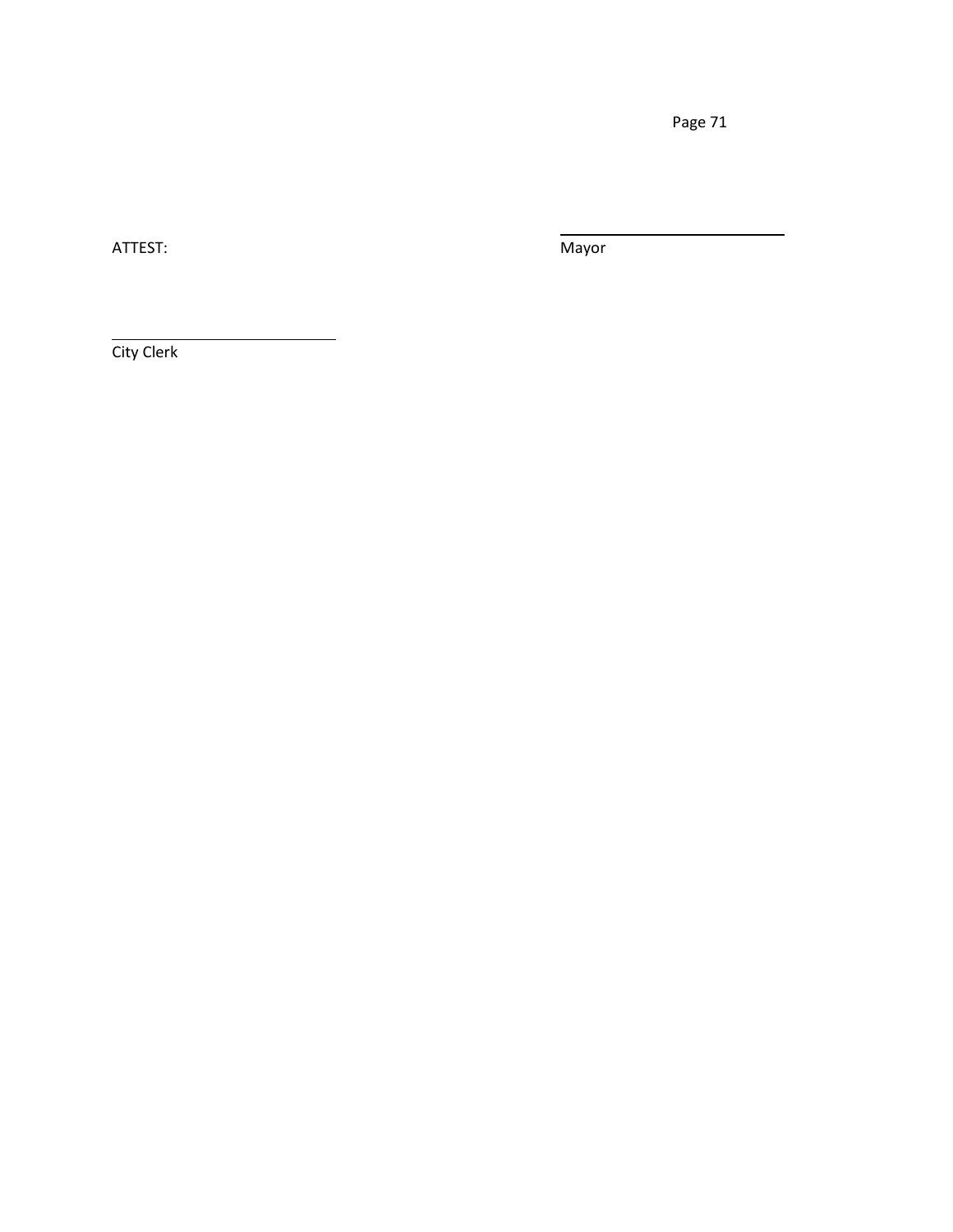ATTEST:

______________________________
Mayor

______________________________
City Clerk